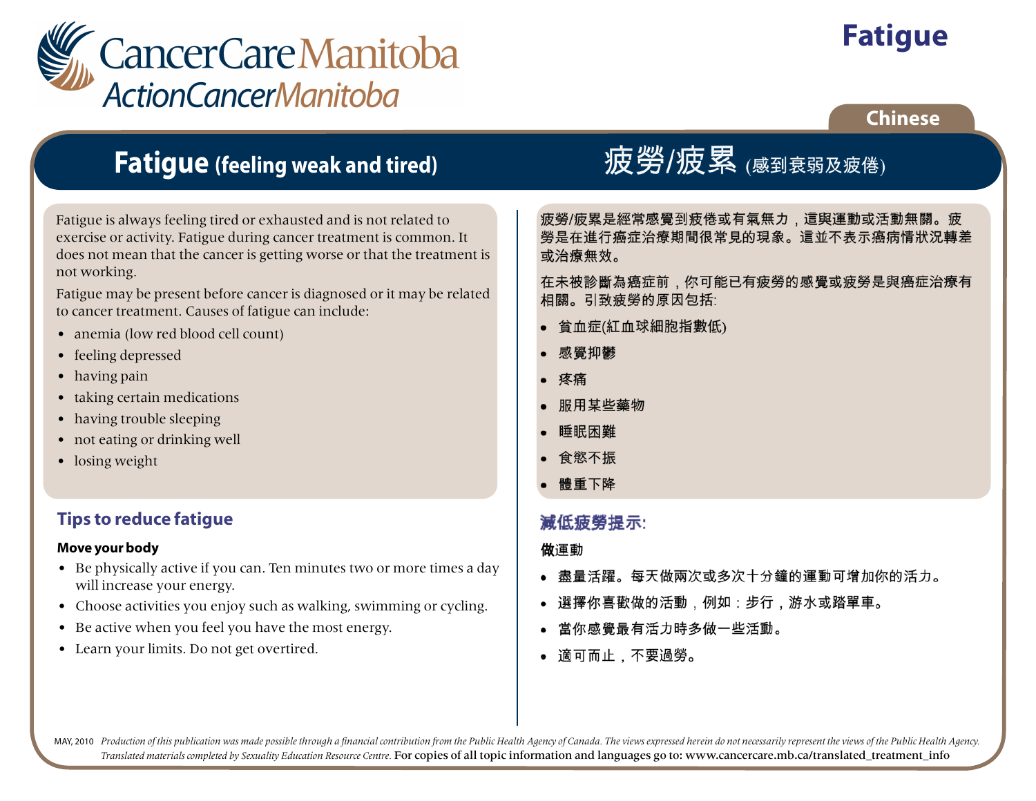# Fatigue

Chinese

## Fatigue (feeling weak and tired)

Fatigue is always feeling tired or exhausted and is not related to exercise or activity. Fatigue during cancer treatment is common. It does not mean that the cancer is getting worse or that the treatment is not working.

Fatigue may be present before cancer is diagnosed or it may be related to cancer treatment. Causes of fatigue can include:

- anemia (low red blood cell count)
- feeling depressed
- having pain
- taking certain medications
- having trouble sleeping
- not eating or drinking well
- losing weight

### Tips to reduce fatigue

**Move your body**

- Be physically active if you can. Ten minutes two or more times a day will increase your energy.
- Choose activities you enjoy such as walking, swimming or cycling.
- Be active when you feel you have the most energy.
- Learn your limits. Do not get overtired.

## 疲勞/疲累 (感到衰弱及疲倦)

疲勞/疲累是經常感覺到疲倦或有氣無力，這與運動或活動無關。疲勞是在進行癌症治療期間很常見的現象。這並不表示癌病情狀況轉差或治療無效。

在未被診斷為癌症前，你可能已有疲勞的感覺或疲勞是與癌症治療有相關。引致疲勞的原因包括:

- 貧血症(紅血球細胞指數低)
- 感覺抑鬱
- 疼痛
- 服用某些藥物
- 睡眠困難
- 食慾不振
- 體重下降

### 減低疲勞提示:

**做**運動

- 盡量活躍。每天做兩次或多次十分鐘的運動可增加你的活力。
- 選擇你喜歡做的活動，例如：步行，游水或踏單車。
- 當你感覺最有活力時多做一些活動。
- 適可而止，不要過勞。

MAY, 2010 *Production of this publication was made possible through a financial contribution from the Public Health Agency of Canada. The views expressed herein do not necessarily represent the views of the Public Health Agency. Translated materials completed by Sexuality Education Resource Centre.* For copies of all topic information and languages go to: www.cancercare.mb.ca/translated_treatment_info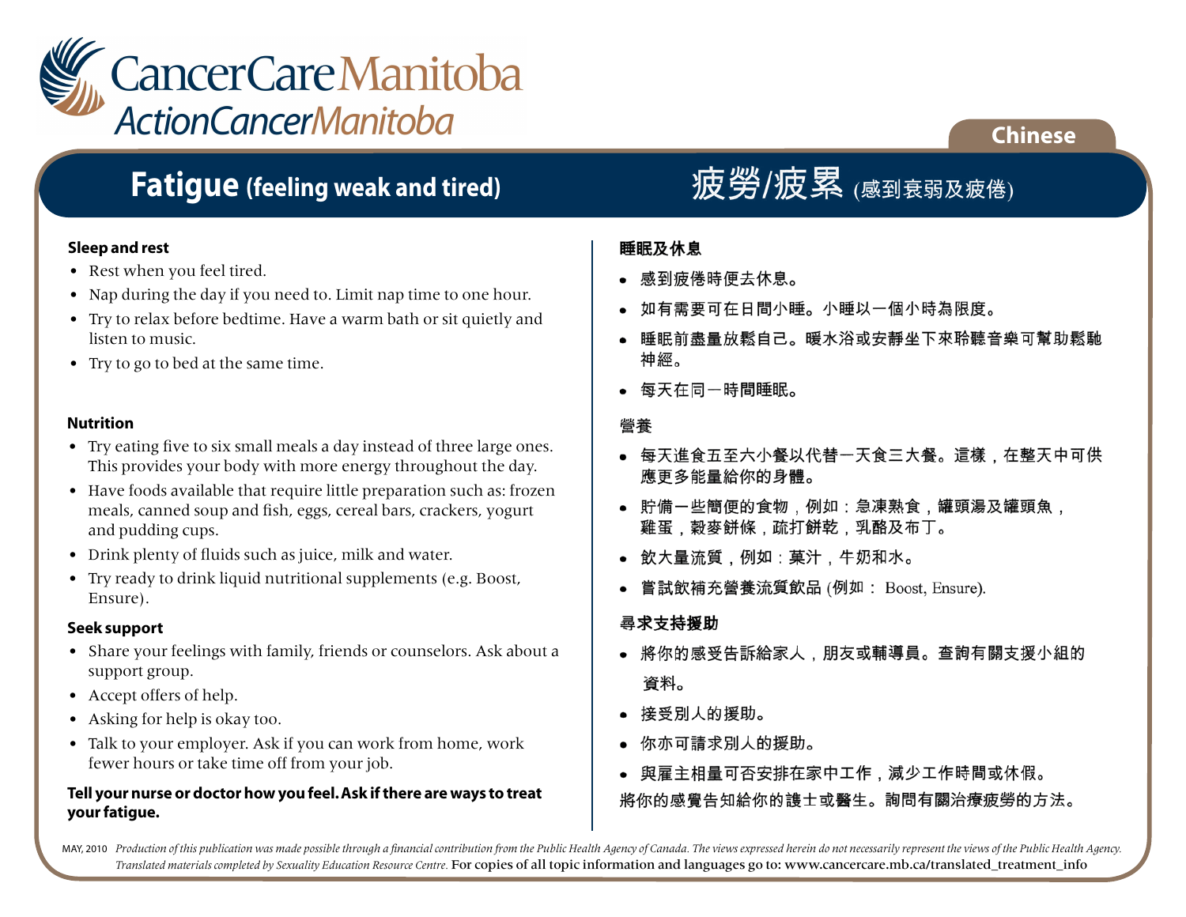CancerCare Manitoba
ActionCancerManitoba

Chinese

# Fatigue (feeling weak and tired)

# 疲勞/疲累 (感到衰弱及疲倦)

**Sleep and rest**

- Rest when you feel tired.
- Nap during the day if you need to. Limit nap time to one hour.
- Try to relax before bedtime. Have a warm bath or sit quietly and listen to music.
- Try to go to bed at the same time.

**Nutrition**

- Try eating five to six small meals a day instead of three large ones. This provides your body with more energy throughout the day.
- Have foods available that require little preparation such as: frozen meals, canned soup and fish, eggs, cereal bars, crackers, yogurt and pudding cups.
- Drink plenty of fluids such as juice, milk and water.
- Try ready to drink liquid nutritional supplements (e.g. Boost, Ensure).

**Seek support**

- Share your feelings with family, friends or counselors. Ask about a support group.
- Accept offers of help.
- Asking for help is okay too.
- Talk to your employer. Ask if you can work from home, work fewer hours or take time off from your job.

**Tell your nurse or doctor how you feel. Ask if there are ways to treat your fatigue.**

**睡眠及休息**

- 感到疲倦時便去休息。
- 如有需要可在日間小睡。小睡以一個小時為限度。
- 睡眠前盡量放鬆自己。暖水浴或安靜坐下來聆聽音樂可幫助鬆馳神經。
- 每天在同一時間睡眠。

營養

- 每天進食五至六小餐以代替一天食三大餐。這樣，在整天中可供應更多能量給你的身體。
- 貯備一些簡便的食物，例如：急凍熟食，罐頭湯及罐頭魚，雞蛋，穀麥餅條，疏打餅乾，乳酪及布丁。
- 飲大量流質，例如：菓汁，牛奶和水。
- 嘗試飲補充營養流質飲品 (例如： Boost, Ensure).

**尋求支持援助**

- 將你的感受告訴給家人，朋友或輔導員。查詢有關支援小組的資料。
- 接受別人的援助。
- 你亦可請求別人的援助。
- 與雇主相量可否安排在家中工作，減少工作時間或休假。

將你的感覺告知給你的護士或醫生。詢問有關治療疲勞的方法。

MAY, 2010 *Production of this publication was made possible through a financial contribution from the Public Health Agency of Canada. The views expressed herein do not necessarily represent the views of the Public Health Agency. Translated materials completed by Sexuality Education Resource Centre.* For copies of all topic information and languages go to: www.cancercare.mb.ca/translated_treatment_info